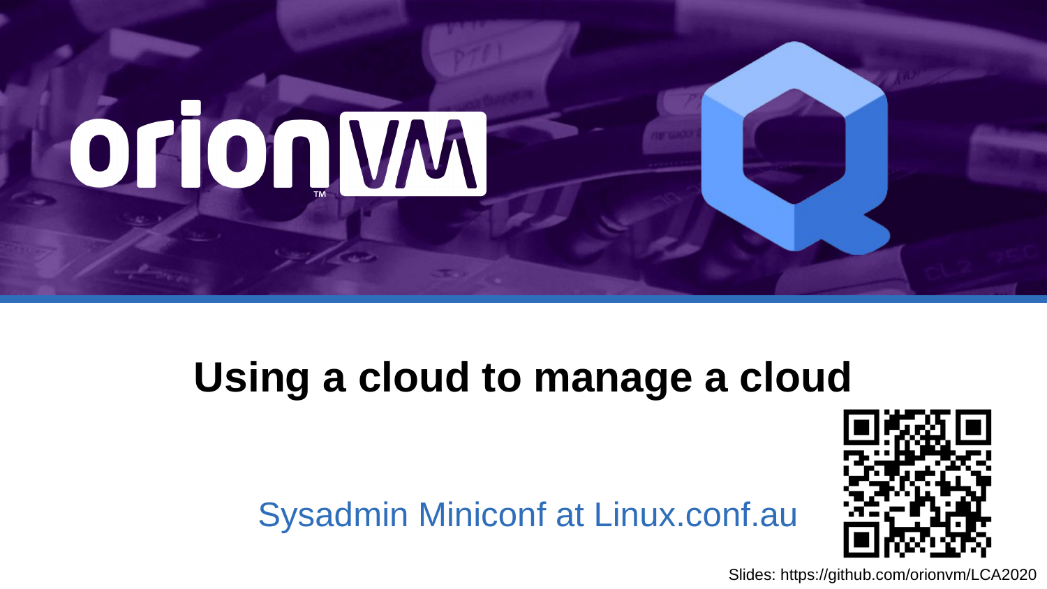orionVM™

# Using a cloud to manage a cloud

Sysadmin Miniconf at Linux.conf.au

Slides: https://github.com/orionvm/LCA2020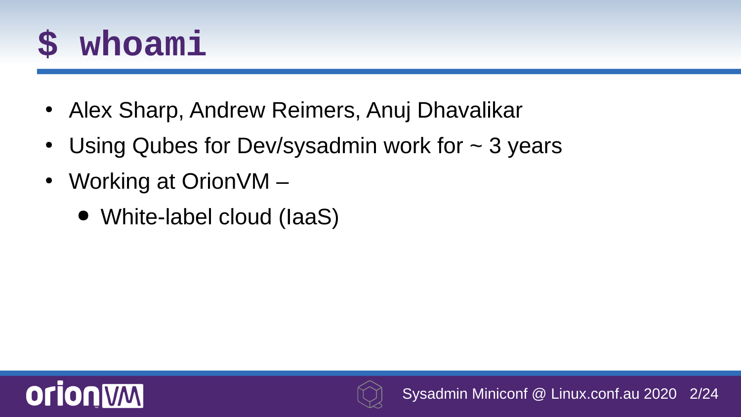# $ whoami

- Alex Sharp, Andrew Reimers, Anuj Dhavalikar
- Using Qubes for Dev/sysadmin work for ~ 3 years
- Working at OrionVM –
  - White-label cloud (IaaS)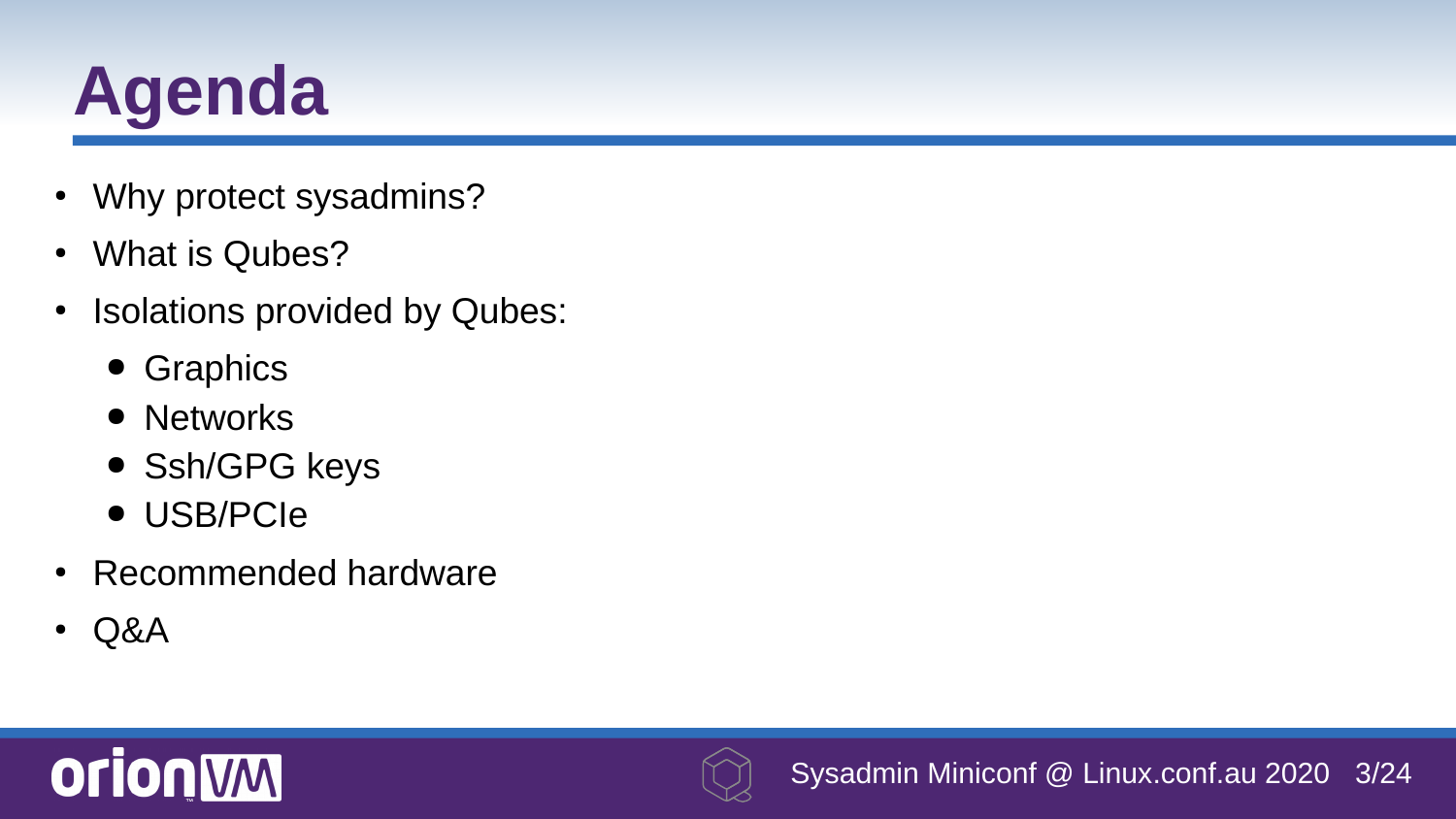# Agenda

- Why protect sysadmins?
- What is Qubes?
- Isolations provided by Qubes:
  - Graphics
  - Networks
  - Ssh/GPG keys
  - USB/PCIe
- Recommended hardware
- Q&A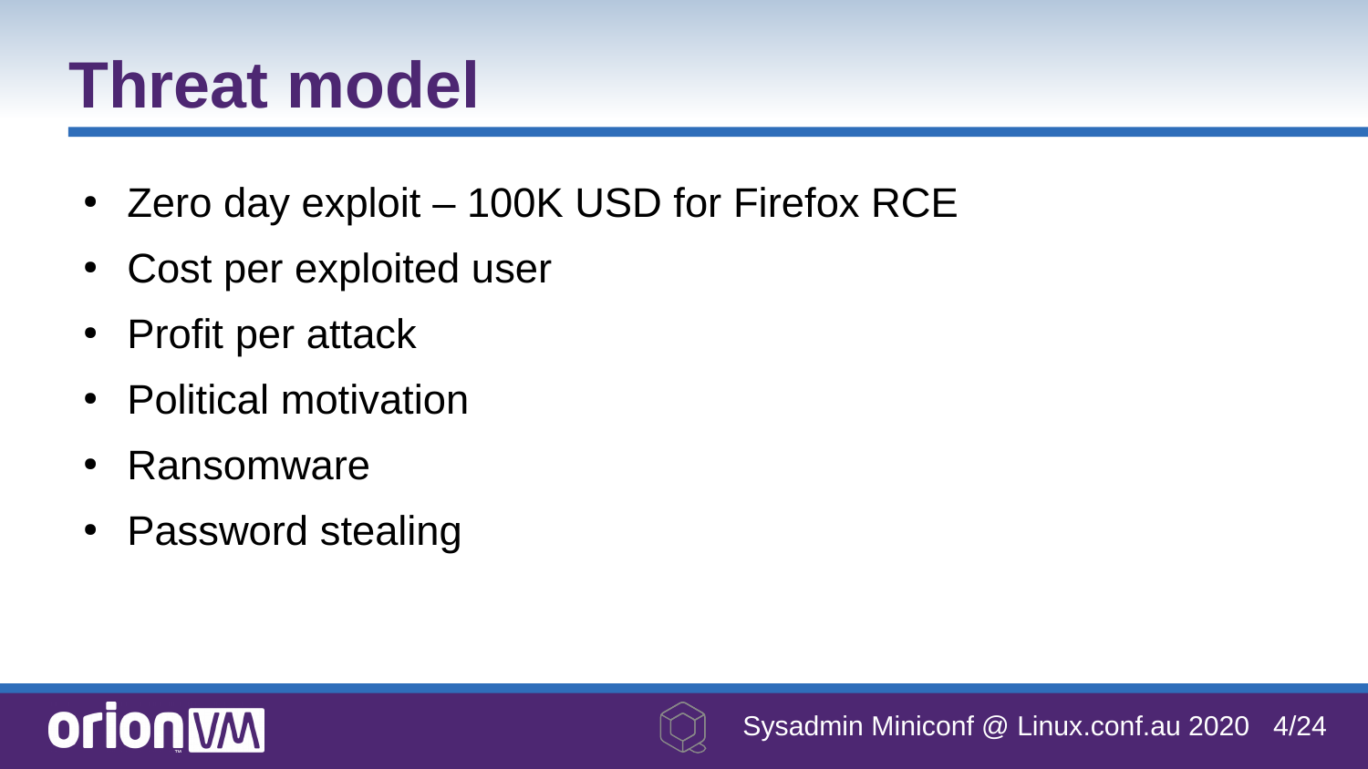# Threat model

- Zero day exploit – 100K USD for Firefox RCE
- Cost per exploited user
- Profit per attack
- Political motivation
- Ransomware
- Password stealing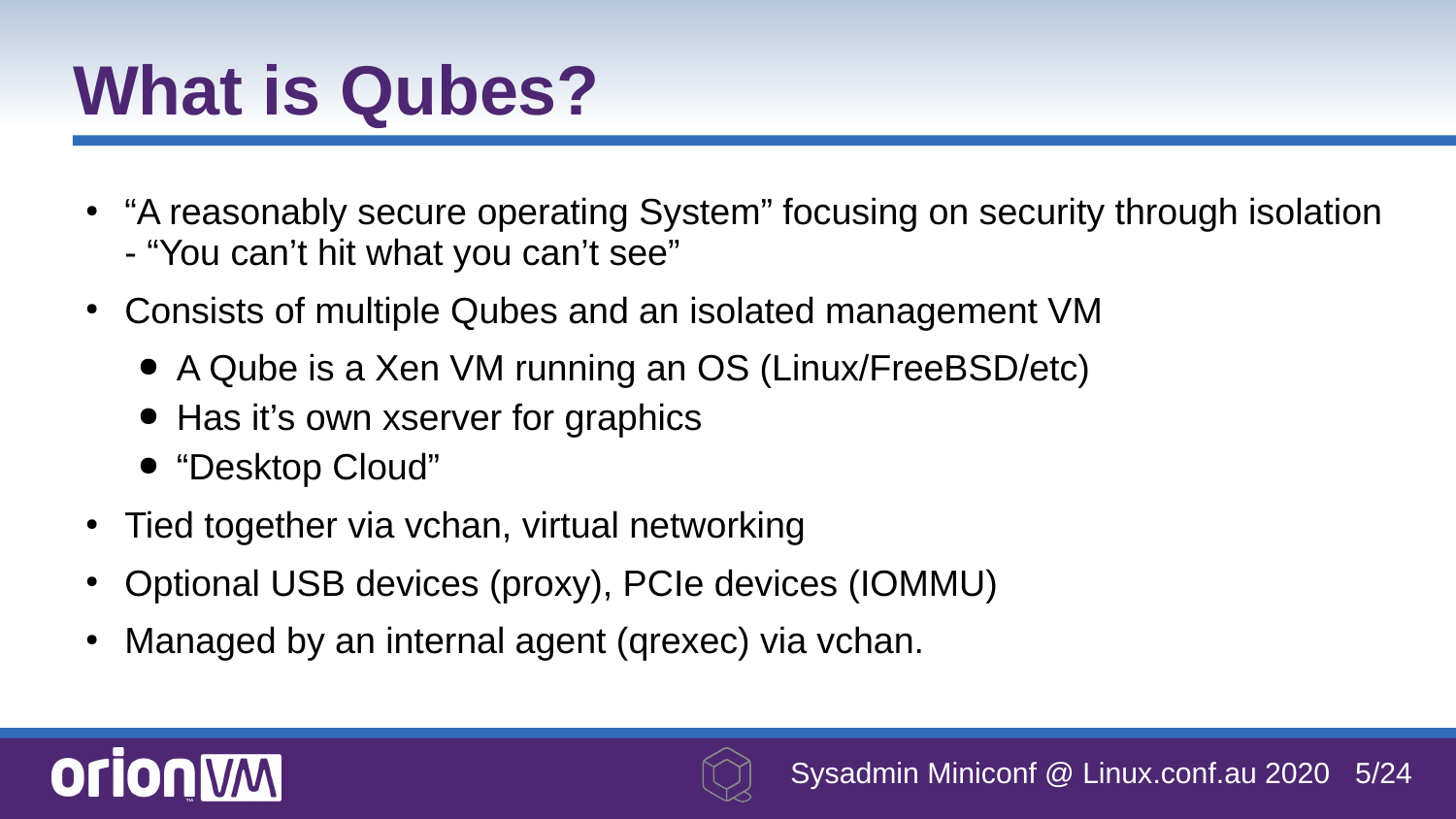# What is Qubes?

- “A reasonably secure operating System” focusing on security through isolation - “You can’t hit what you can’t see”
- Consists of multiple Qubes and an isolated management VM
  - A Qube is a Xen VM running an OS (Linux/FreeBSD/etc)
  - Has it’s own xserver for graphics
  - “Desktop Cloud”
- Tied together via vchan, virtual networking
- Optional USB devices (proxy), PCIe devices (IOMMU)
- Managed by an internal agent (qrexec) via vchan.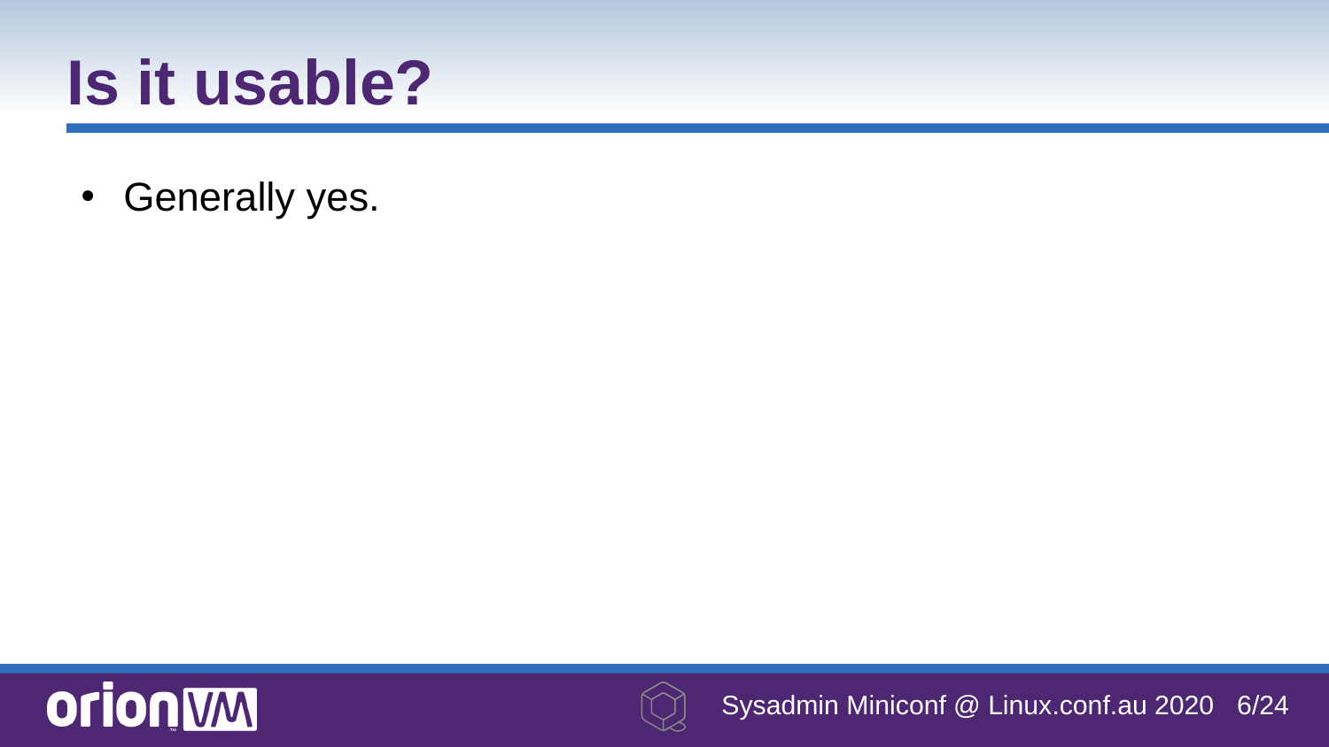# Is it usable?

- Generally yes.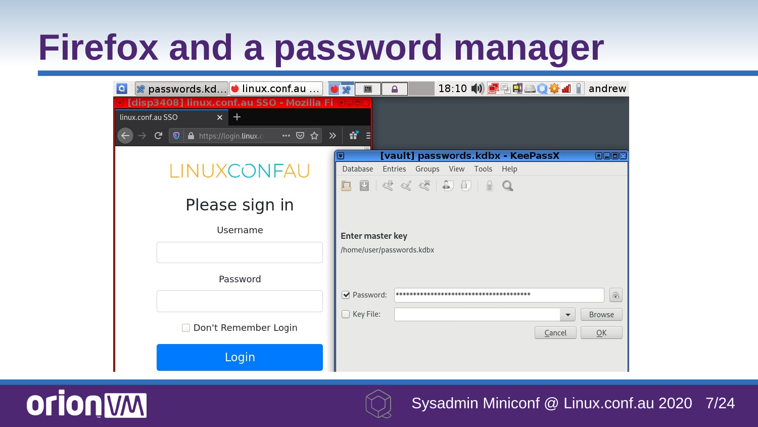# Firefox and a password manager

[disp3408] linux.conf.au SSO - Mozilla Fi

linux.conf.au SSO

https://login.linux.c

LINUXCONFAU

Please sign in

Username

Password

Don't Remember Login

Login

[vault] passwords.kdbx - KeePassX

Database Entries Groups View Tools Help

Enter master key

/home/user/passwords.kdbx

Password: ****************************************

Key File:

Browse

Cancel OK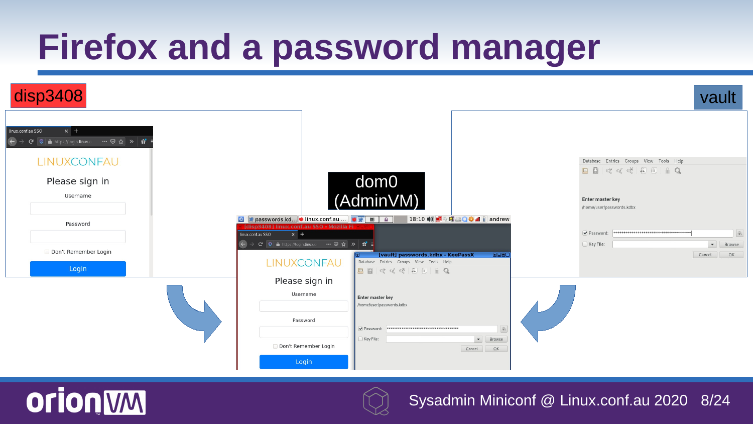# Firefox and a password manager

disp3408

vault

dom0 (AdminVM)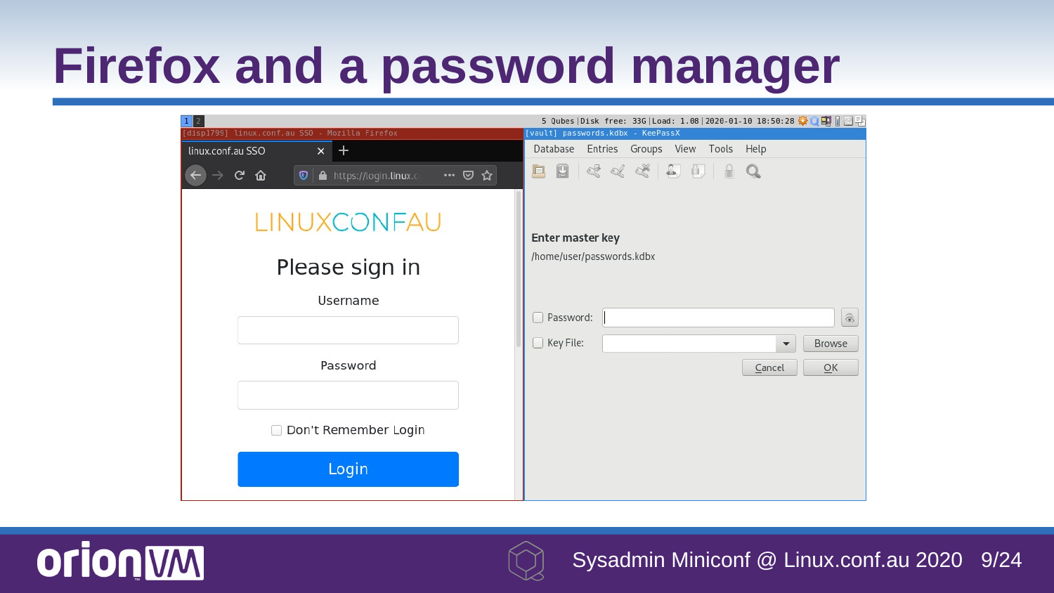# Firefox and a password manager

5 Qubes | Disk free: 33G | Load: 1.08 | 2020-01-10 18:50:28

[disp1799] linux.conf.au SSO - Mozilla Firefox

linux.conf.au SSO

https://login.linux.c

LINUXCONFAU

Please sign in

Username

Password

Don't Remember Login

Login

[vault] passwords.kdbx - KeePassX

Database Entries Groups View Tools Help

Enter master key

/home/user/passwords.kdbx

Password:

Key File:

Browse

Cancel OK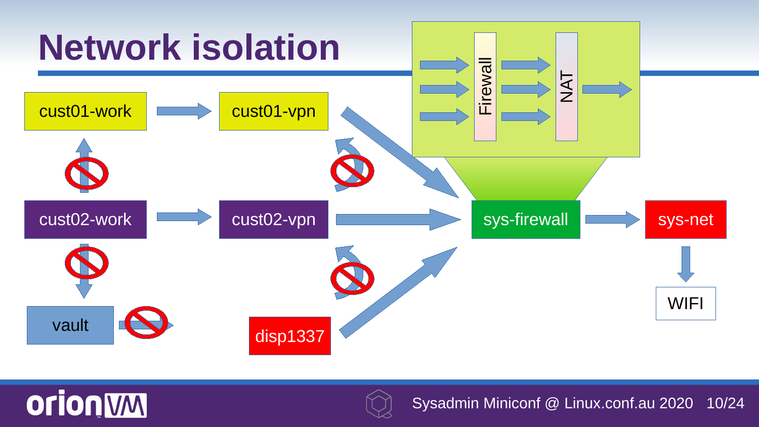# Network isolation

cust01-work

cust01-vpn

cust02-work

cust02-vpn

vault

disp1337

sys-firewall

sys-net

WIFI

Firewall

NAT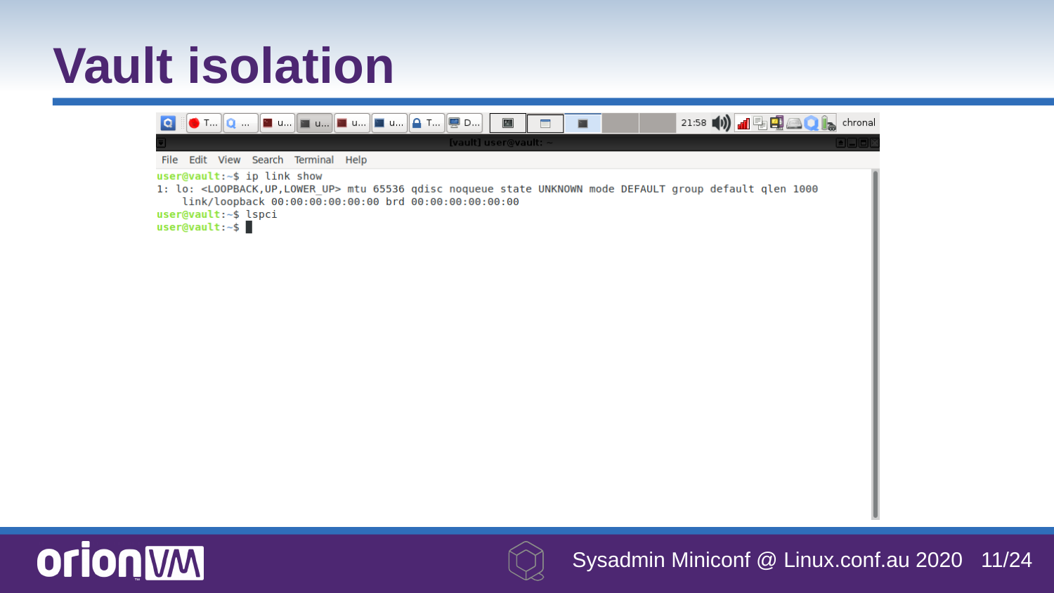# Vault isolation

```
user@vault:~$ ip link show
1: lo: <LOOPBACK,UP,LOWER_UP> mtu 65536 qdisc noqueue state UNKNOWN mode DEFAULT group default qlen 1000
    link/loopback 00:00:00:00:00:00 brd 00:00:00:00:00:00
user@vault:~$ lspci
user@vault:~$
```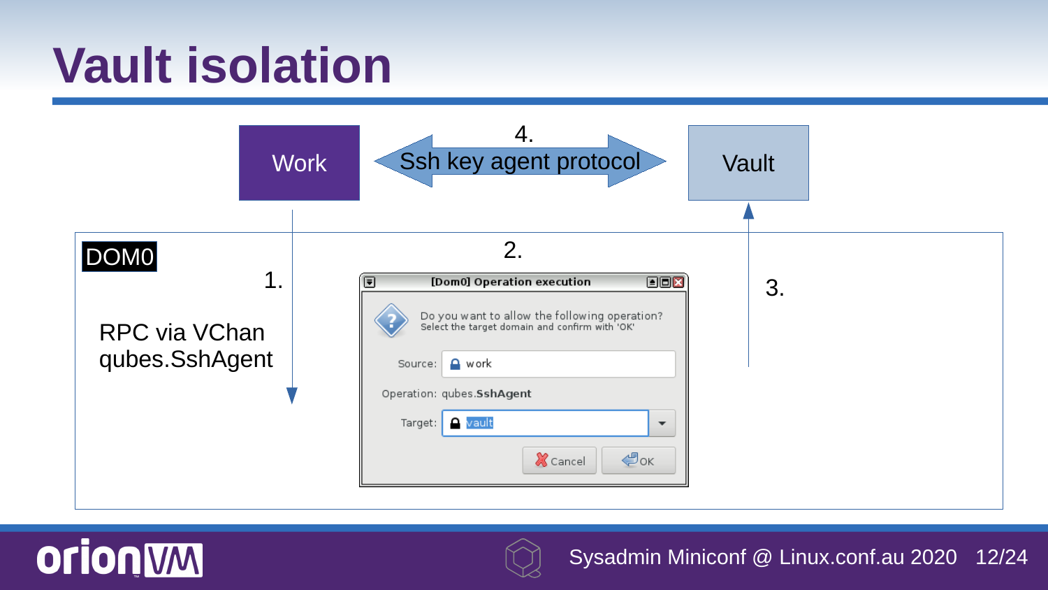# Vault isolation

Work

4.

Ssh key agent protocol

Vault

DOM0

1.

RPC via VChan
qubes.SshAgent

2.

[Dom0] Operation execution

Do you want to allow the following operation?
Select the target domain and confirm with 'OK'

Source: work

Operation: qubes.**SshAgent**

Target: vault

Cancel OK

3.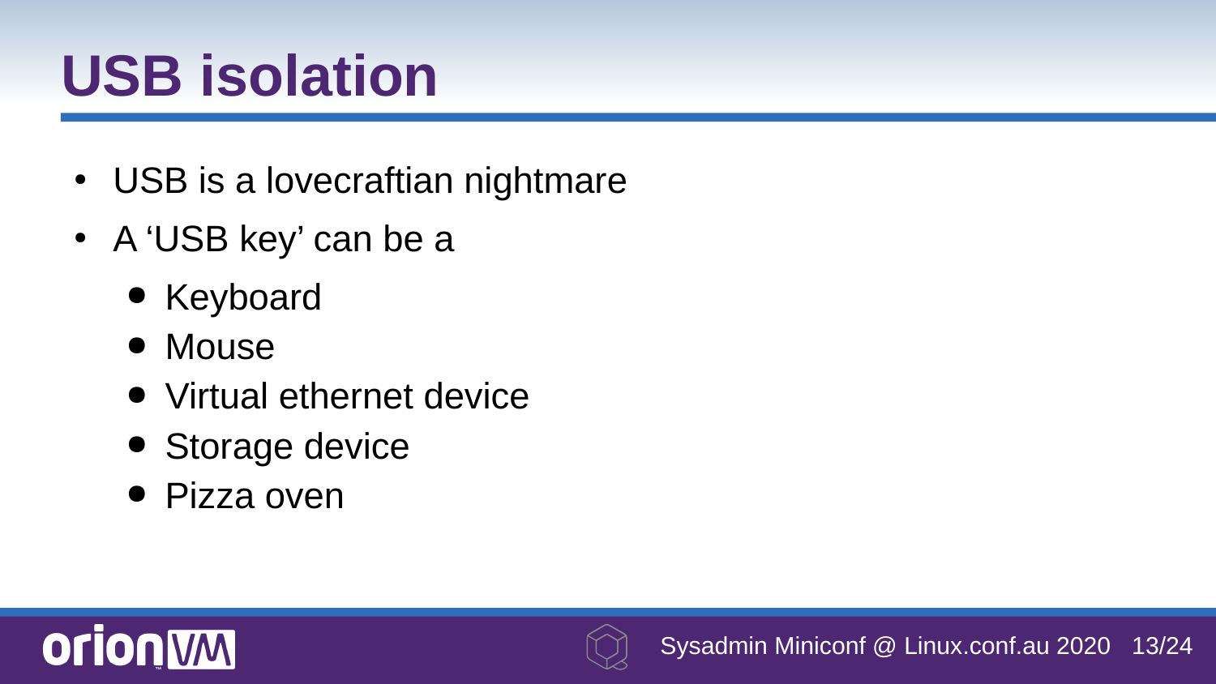# USB isolation

- USB is a lovecraftian nightmare
- A ‘USB key’ can be a
  - Keyboard
  - Mouse
  - Virtual ethernet device
  - Storage device
  - Pizza oven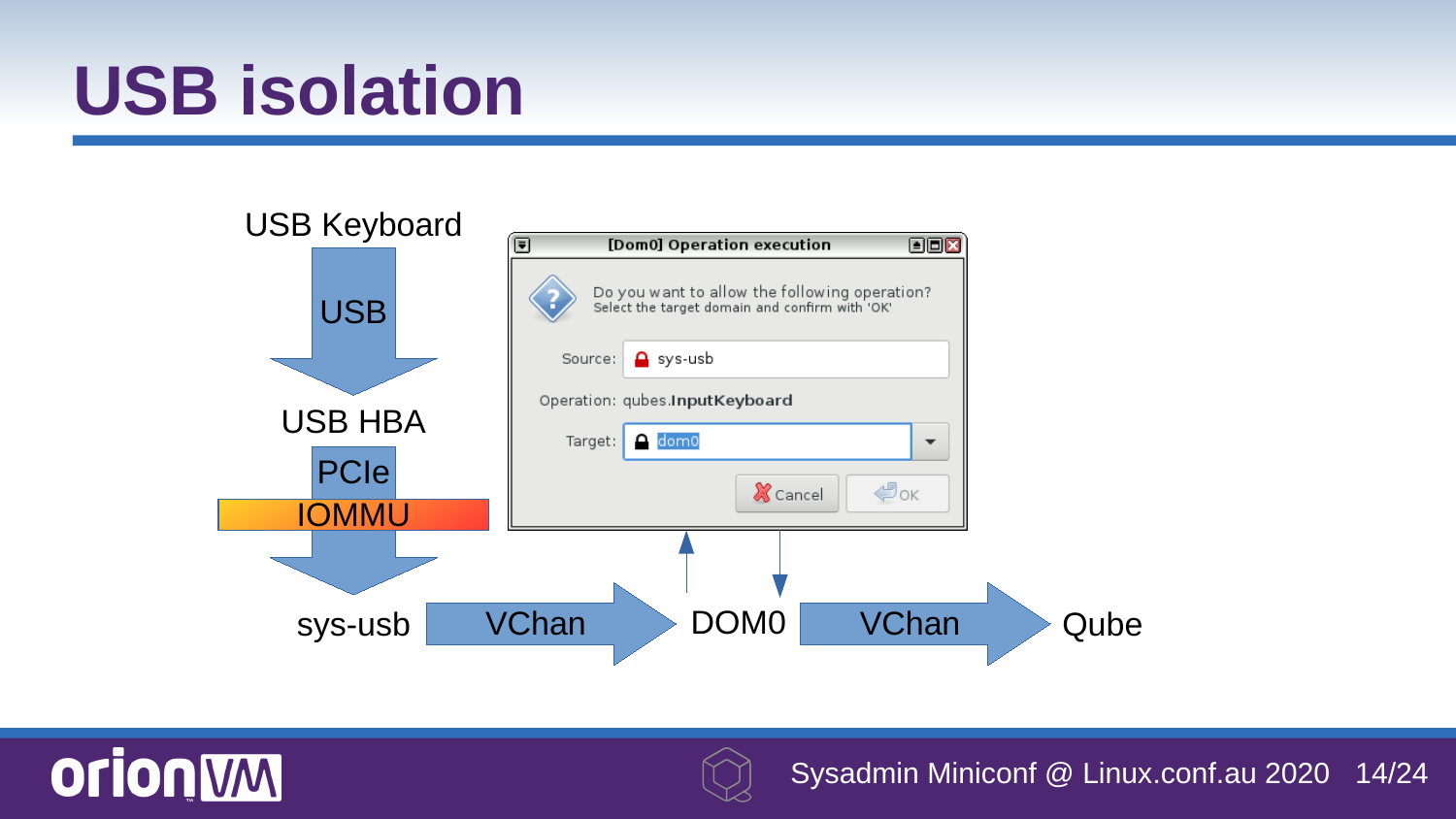# USB isolation

USB Keyboard

USB

USB HBA

PCIe

IOMMU

sys-usb → VChan → DOM0 → VChan → Qube

**[Dom0] Operation execution**

Do you want to allow the following operation?
Select the target domain and confirm with 'OK'

Source: sys-usb

Operation: qubes.**InputKeyboard**

Target: dom0

Cancel | OK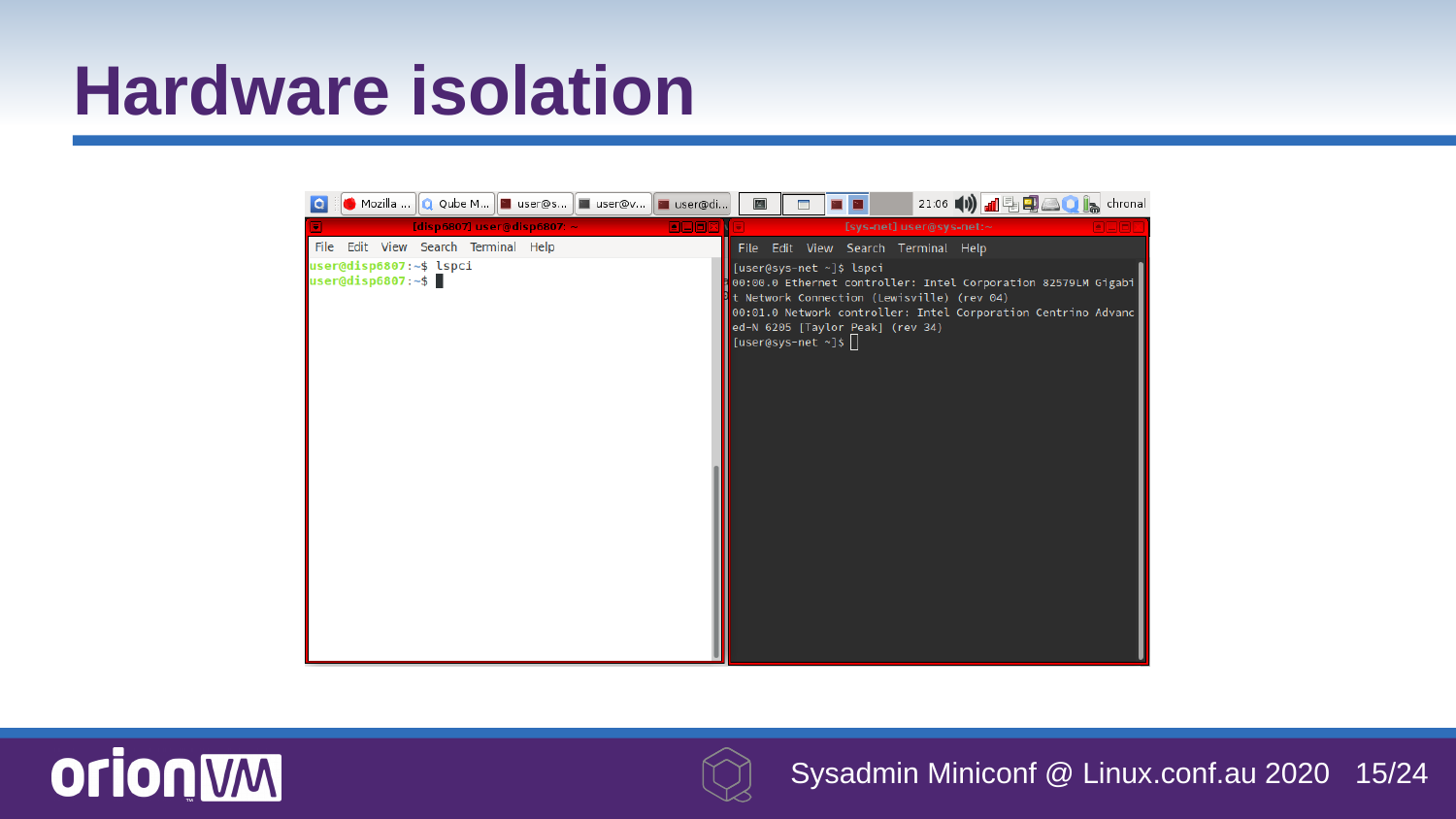# Hardware isolation

[disp6807] user@disp6807: ~

```
user@disp6807:~$ lspci
user@disp6807:~$
```

[sys-net] user@sys-net:~

```
[user@sys-net ~]$ lspci
00:00.0 Ethernet controller: Intel Corporation 82579LM Gigabit Network Connection (Lewisville) (rev 04)
00:01.0 Network controller: Intel Corporation Centrino Advanced-N 6205 [Taylor Peak] (rev 34)
[user@sys-net ~]$
```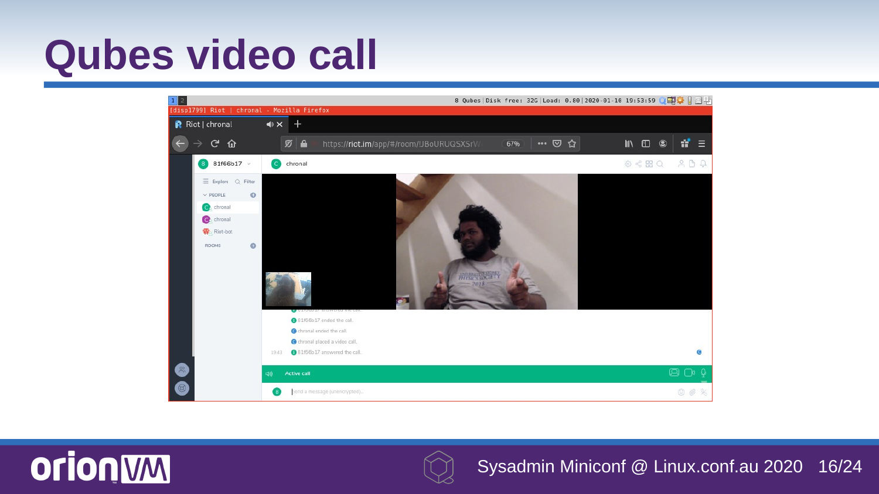# Qubes video call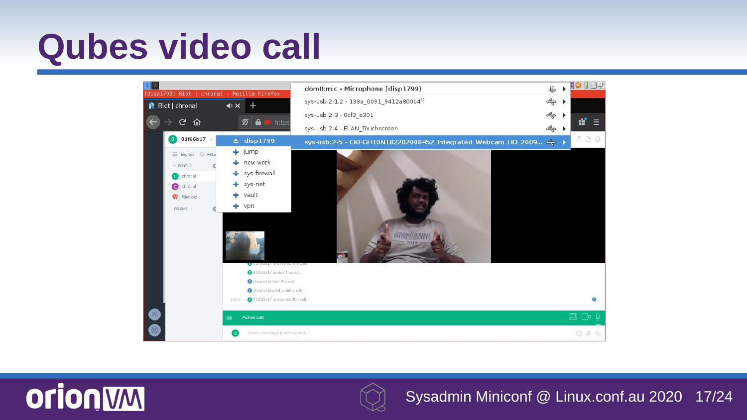# Qubes video call

```
[disp1799] Riot | chronal - Mozilla Firefox

dom0:mic - Microphone (disp1799)
sys-usb:2-1.2 - 138a_0091_9412a800b4ff
sys-usb:2-3 - 0cf3_e301
sys-usb:2-4 - ELAN_Touchscreen
sys-usb:2-5 - CKFGH10N182202008452_Integrated_Webcam_HD_2009...

disp1799
jump
new-work
sys-firewall
sys-net
vault
vpn
```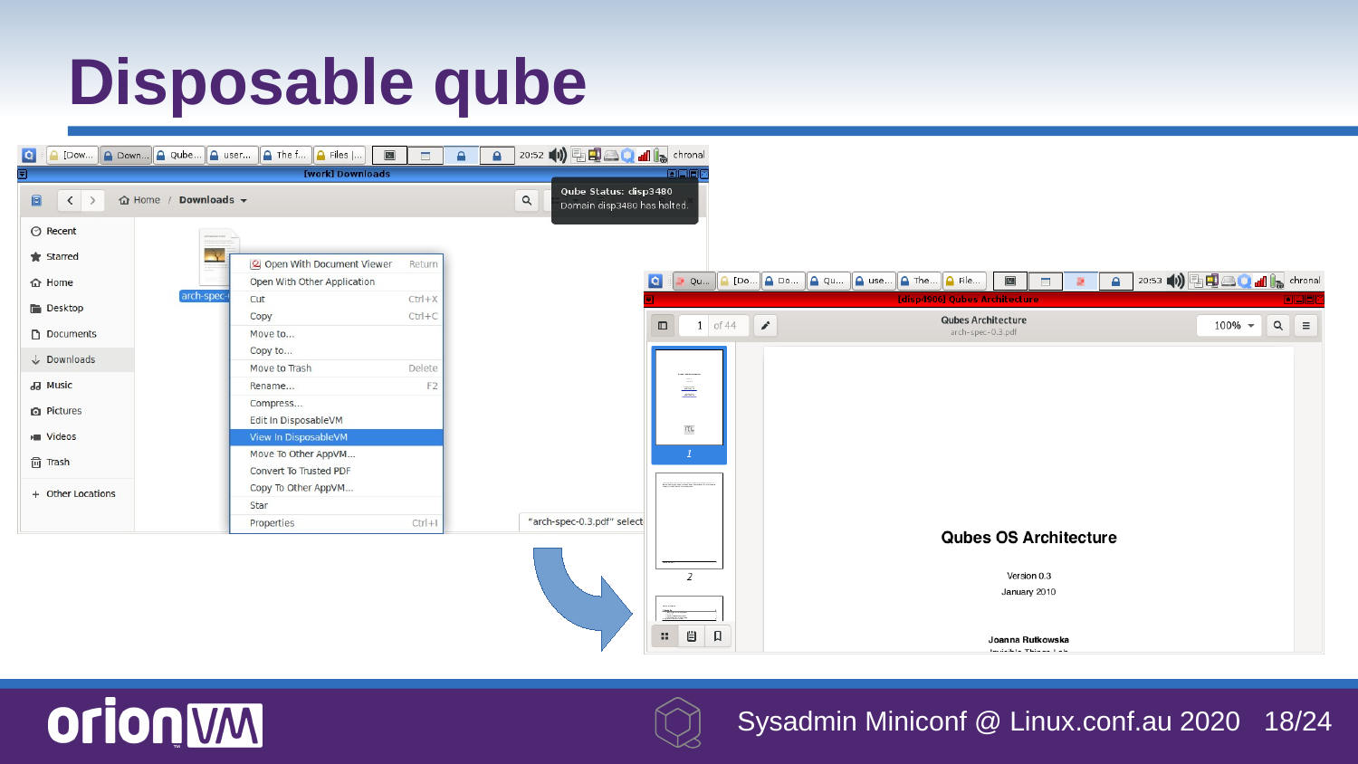# Disposable qube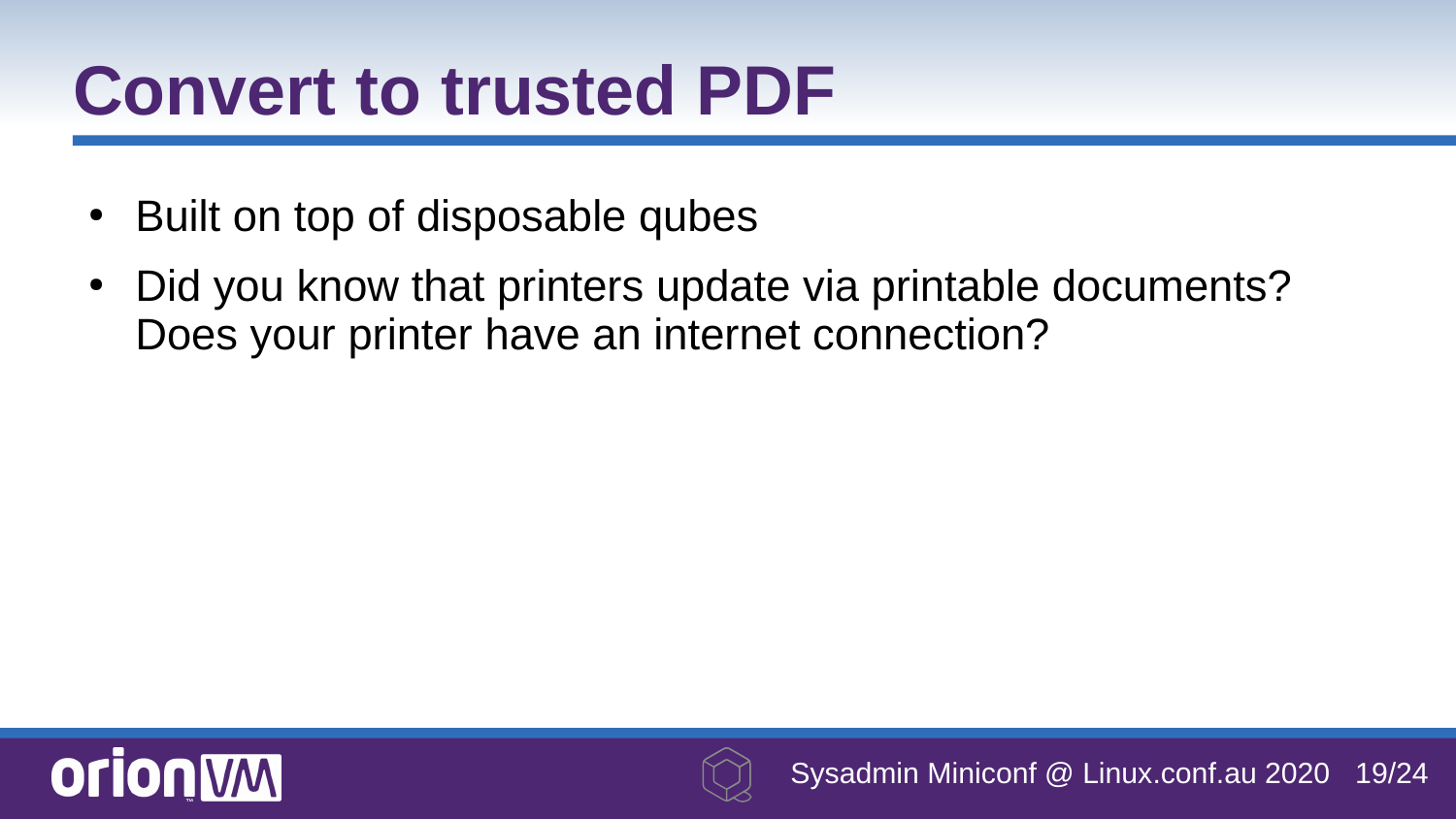# Convert to trusted PDF

- Built on top of disposable qubes
- Did you know that printers update via printable documents? Does your printer have an internet connection?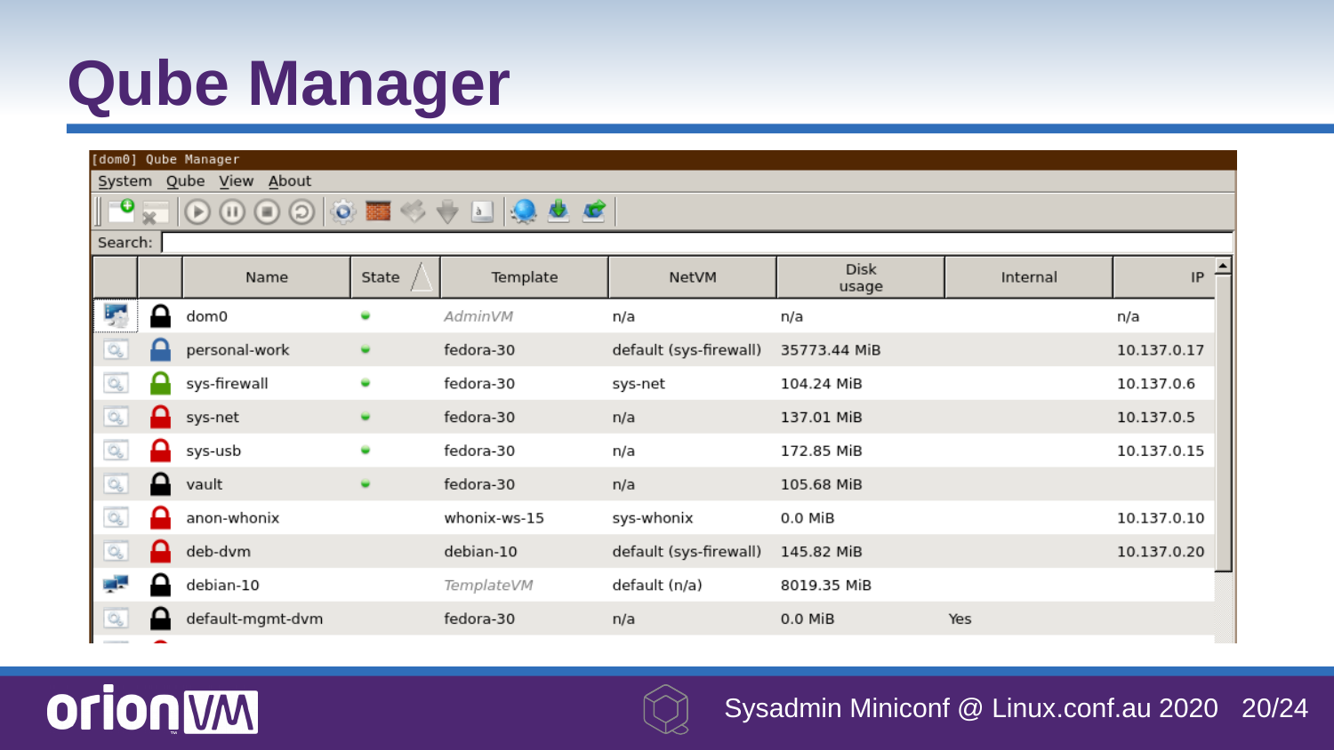# Qube Manager

[dom0] Qube Manager

System Qube View About

Search:

| | | Name | State | Template | NetVM | Disk usage | Internal | IP |
|---|---|---|---|---|---|---|---|---|
| | | dom0 | | AdminVM | n/a | n/a | | n/a |
| | | personal-work | | fedora-30 | default (sys-firewall) | 35773.44 MiB | | 10.137.0.17 |
| | | sys-firewall | | fedora-30 | sys-net | 104.24 MiB | | 10.137.0.6 |
| | | sys-net | | fedora-30 | n/a | 137.01 MiB | | 10.137.0.5 |
| | | sys-usb | | fedora-30 | n/a | 172.85 MiB | | 10.137.0.15 |
| | | vault | | fedora-30 | n/a | 105.68 MiB | | |
| | | anon-whonix | | whonix-ws-15 | sys-whonix | 0.0 MiB | | 10.137.0.10 |
| | | deb-dvm | | debian-10 | default (sys-firewall) | 145.82 MiB | | 10.137.0.20 |
| | | debian-10 | | TemplateVM | default (n/a) | 8019.35 MiB | | |
| | | default-mgmt-dvm | | fedora-30 | n/a | 0.0 MiB | Yes | |

Sysadmin Miniconf @ Linux.conf.au 2020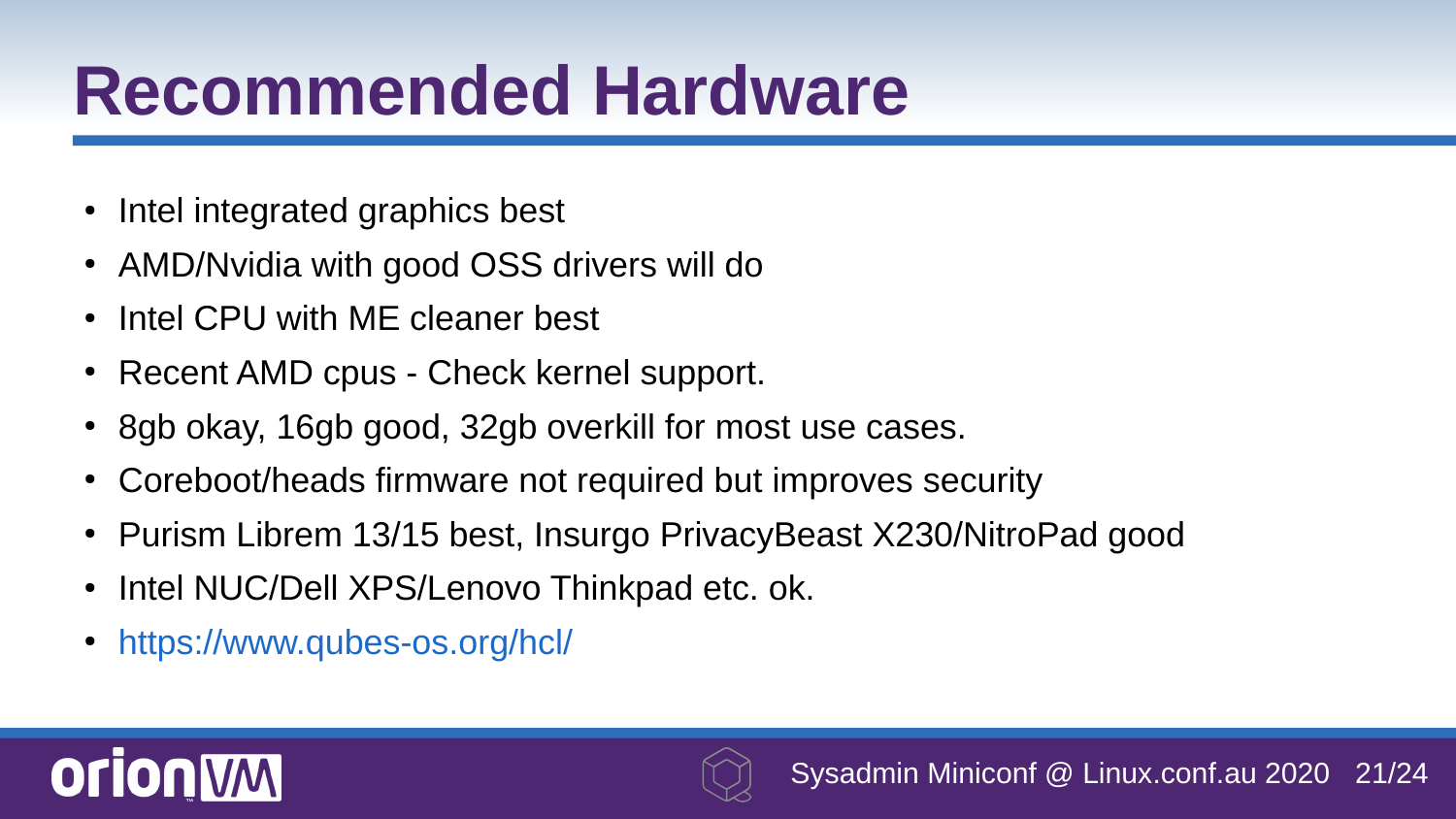# Recommended Hardware

- Intel integrated graphics best
- AMD/Nvidia with good OSS drivers will do
- Intel CPU with ME cleaner best
- Recent AMD cpus - Check kernel support.
- 8gb okay, 16gb good, 32gb overkill for most use cases.
- Coreboot/heads firmware not required but improves security
- Purism Librem 13/15 best, Insurgo PrivacyBeast X230/NitroPad good
- Intel NUC/Dell XPS/Lenovo Thinkpad etc. ok.
- https://www.qubes-os.org/hcl/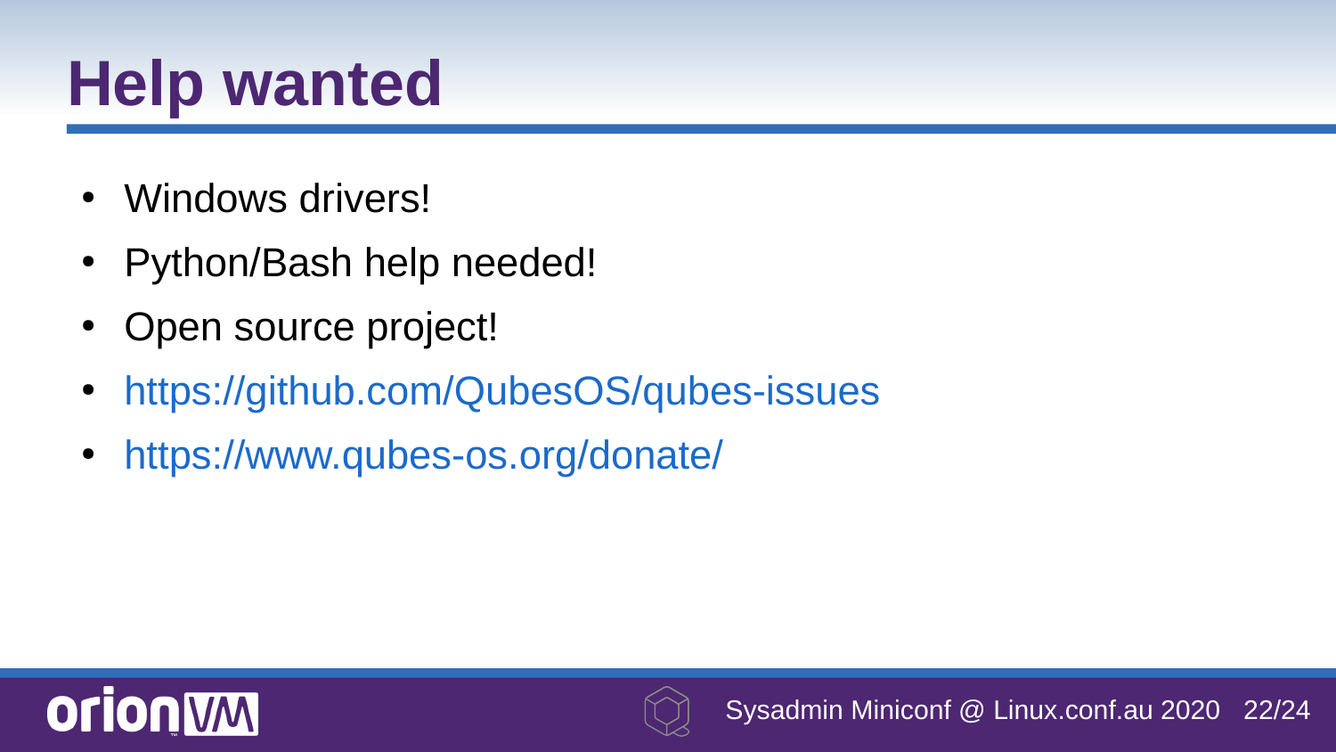# Help wanted

- Windows drivers!
- Python/Bash help needed!
- Open source project!
- https://github.com/QubesOS/qubes-issues
- https://www.qubes-os.org/donate/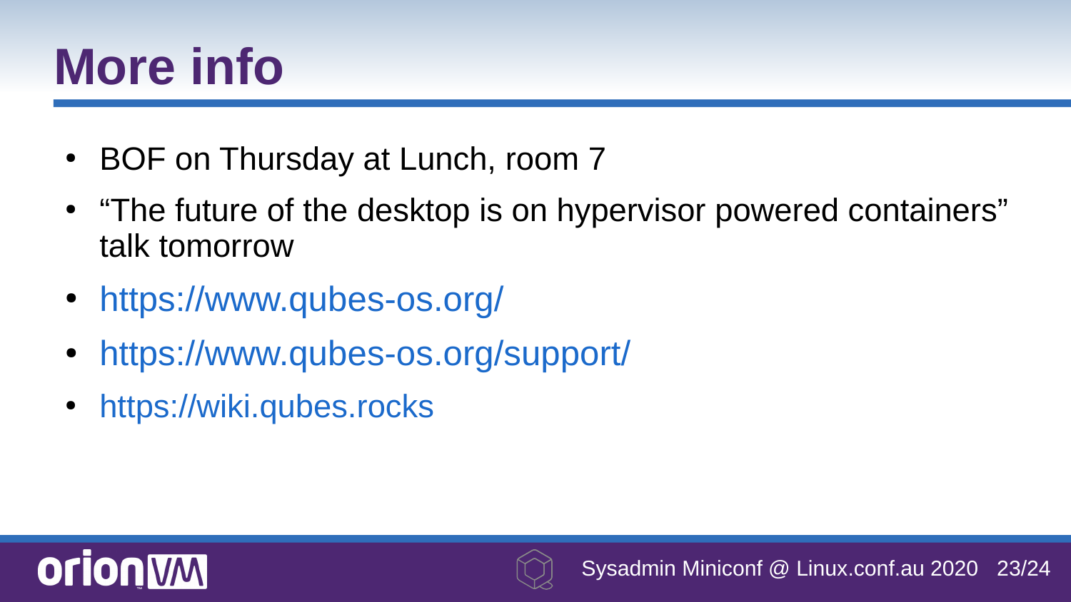# More info

- BOF on Thursday at Lunch, room 7
- “The future of the desktop is on hypervisor powered containers” talk tomorrow
- https://www.qubes-os.org/
- https://www.qubes-os.org/support/
- https://wiki.qubes.rocks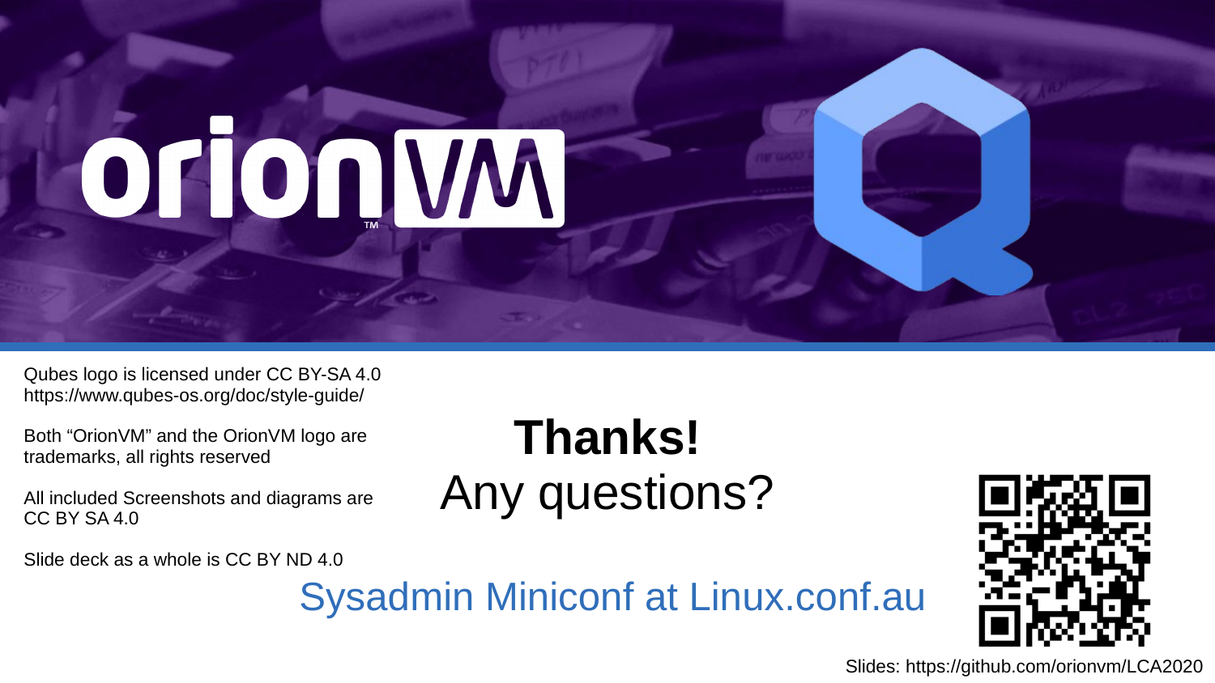Qubes logo is licensed under CC BY-SA 4.0
https://www.qubes-os.org/doc/style-guide/

Both "OrionVM" and the OrionVM logo are trademarks, all rights reserved

All included Screenshots and diagrams are CC BY SA 4.0

Slide deck as a whole is CC BY ND 4.0

# Thanks!

Any questions?

Sysadmin Miniconf at Linux.conf.au

Slides: https://github.com/orionvm/LCA2020